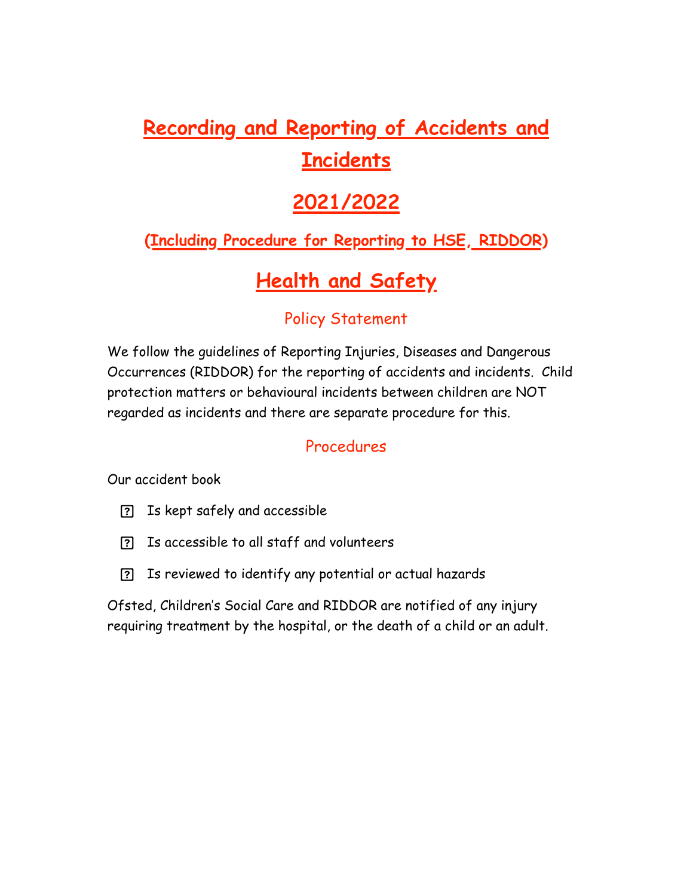# Recording and Reporting of Accidents and Incidents

# 2021/2022

### (Including Procedure for Reporting to HSE, RIDDOR)

# Health and Safety

## Policy Statement

We follow the guidelines of Reporting Injuries, Diseases and Dangerous Occurrences (RIDDOR) for the reporting of accidents and incidents. Child protection matters or behavioural incidents between children are NOT regarded as incidents and there are separate procedure for this.

## Procedures

Our accident book

- Is kept safely and accessible
- Is accessible to all staff and volunteers
- Is reviewed to identify any potential or actual hazards

Ofsted, Children's Social Care and RIDDOR are notified of any injury requiring treatment by the hospital, or the death of a child or an adult.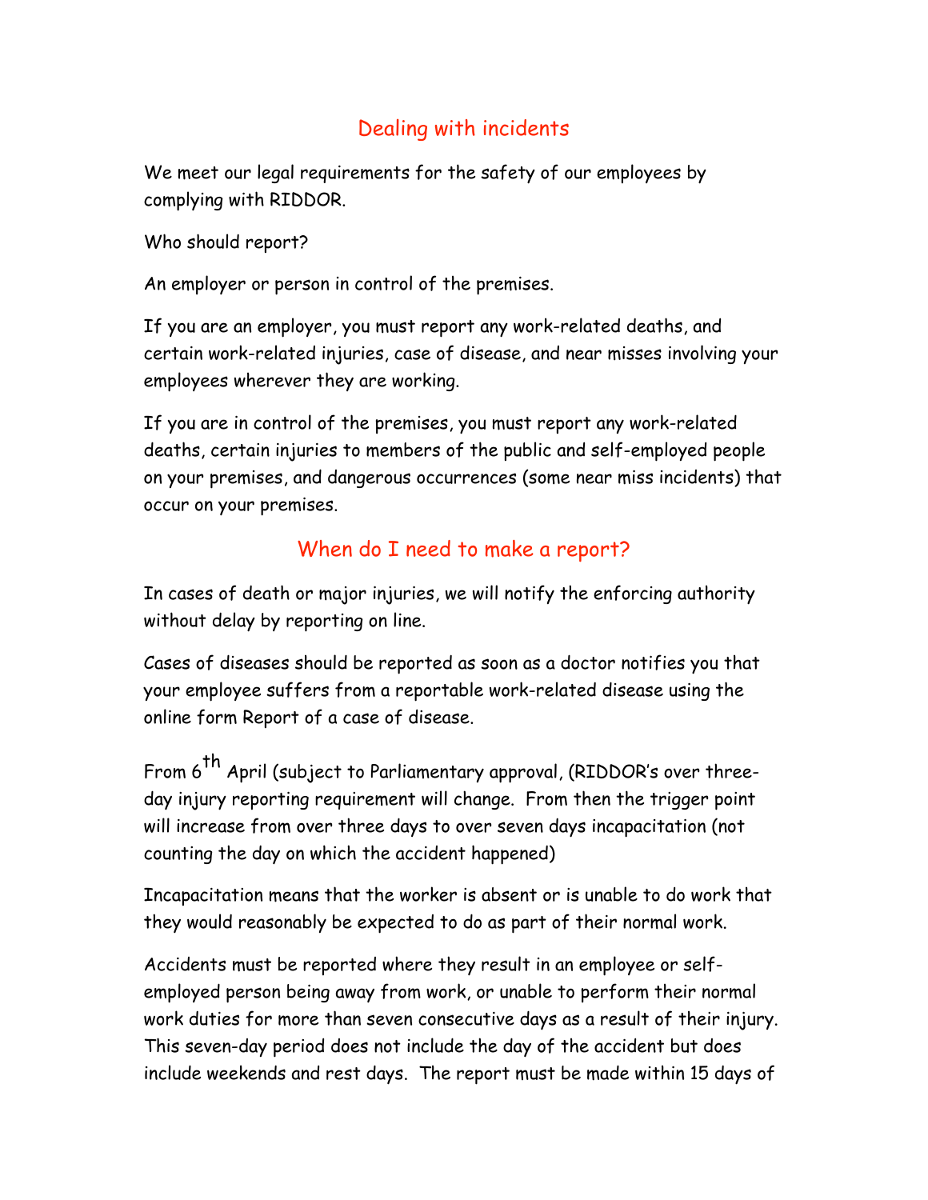## Dealing with incidents

We meet our legal requirements for the safety of our employees by complying with RIDDOR.

Who should report?

An employer or person in control of the premises.

If you are an employer, you must report any work-related deaths, and certain work-related injuries, case of disease, and near misses involving your employees wherever they are working.

If you are in control of the premises, you must report any work-related deaths, certain injuries to members of the public and self-employed people on your premises, and dangerous occurrences (some near miss incidents) that occur on your premises.

## When do I need to make a report?

In cases of death or major injuries, we will notify the enforcing authority without delay by reporting on line.

Cases of diseases should be reported as soon as a doctor notifies you that your employee suffers from a reportable work-related disease using the online form Report of a case of disease.

From 6th April (subject to Parliamentary approval, (RIDDOR's over three-day injury reporting requirement will change. From then the trigger point will increase from over three days to over seven days incapacitation (not counting the day on which the accident happened)

Incapacitation means that the worker is absent or is unable to do work that they would reasonably be expected to do as part of their normal work.

Accidents must be reported where they result in an employee or self-employed person being away from work, or unable to perform their normal work duties for more than seven consecutive days as a result of their injury. This seven-day period does not include the day of the accident but does include weekends and rest days. The report must be made within 15 days of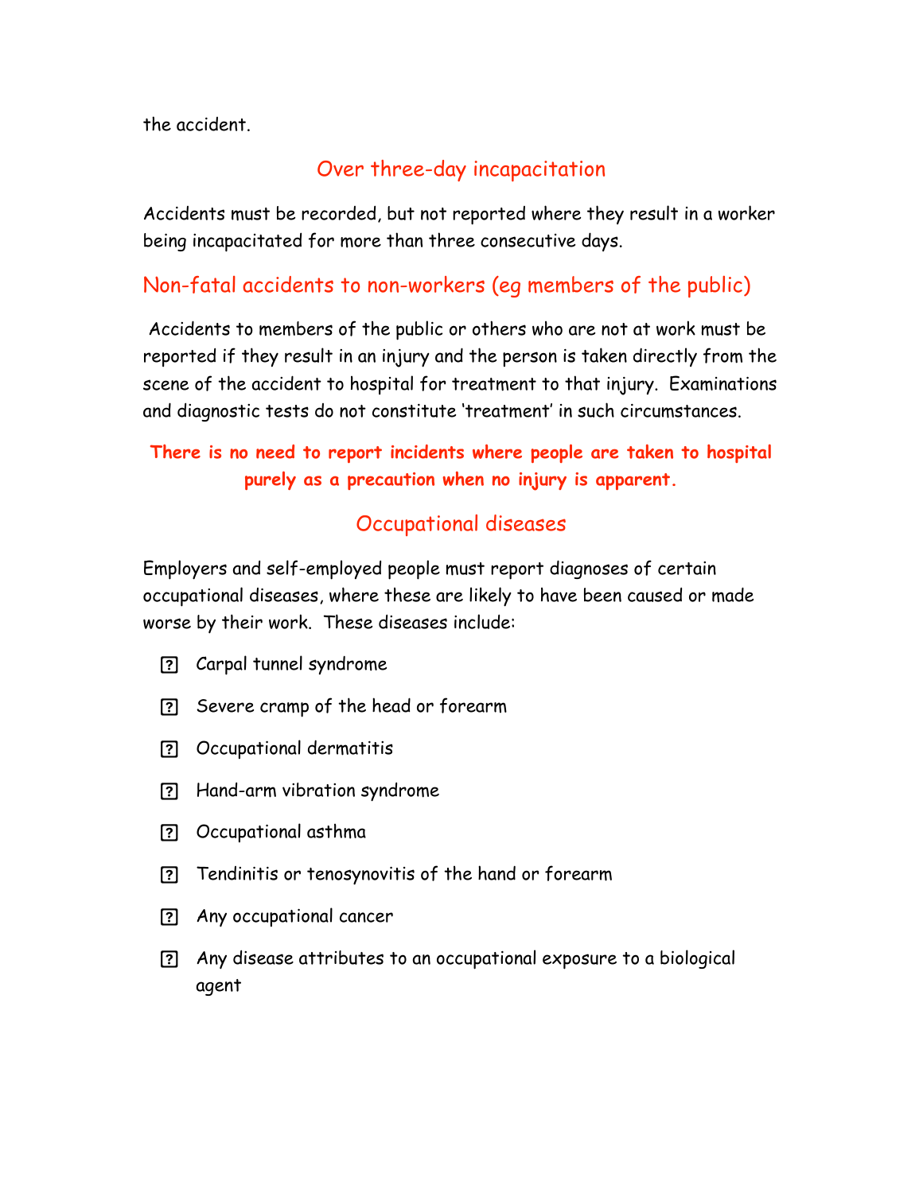the accident.

## Over three-day incapacitation

Accidents must be recorded, but not reported where they result in a worker being incapacitated for more than three consecutive days.

## Non-fatal accidents to non-workers (eg members of the public)

Accidents to members of the public or others who are not at work must be reported if they result in an injury and the person is taken directly from the scene of the accident to hospital for treatment to that injury. Examinations and diagnostic tests do not constitute 'treatment' in such circumstances.

**There is no need to report incidents where people are taken to hospital purely as a precaution when no injury is apparent.**

## Occupational diseases

Employers and self-employed people must report diagnoses of certain occupational diseases, where these are likely to have been caused or made worse by their work. These diseases include:

- Carpal tunnel syndrome
- Severe cramp of the head or forearm
- Occupational dermatitis
- Hand-arm vibration syndrome
- Occupational asthma
- Tendinitis or tenosynovitis of the hand or forearm
- Any occupational cancer
- Any disease attributes to an occupational exposure to a biological agent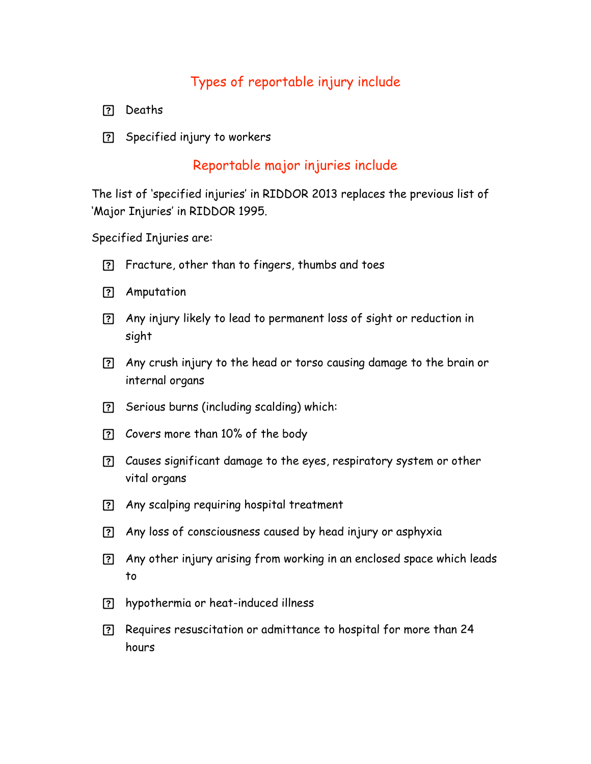## Types of reportable injury include

- Deaths
- Specified injury to workers

## Reportable major injuries include

The list of 'specified injuries' in RIDDOR 2013 replaces the previous list of 'Major Injuries' in RIDDOR 1995.

Specified Injuries are:

- Fracture, other than to fingers, thumbs and toes
- Amputation
- Any injury likely to lead to permanent loss of sight or reduction in sight
- Any crush injury to the head or torso causing damage to the brain or internal organs
- Serious burns (including scalding) which:
- Covers more than 10% of the body
- Causes significant damage to the eyes, respiratory system or other vital organs
- Any scalping requiring hospital treatment
- Any loss of consciousness caused by head injury or asphyxia
- Any other injury arising from working in an enclosed space which leads to
- hypothermia or heat-induced illness
- Requires resuscitation or admittance to hospital for more than 24 hours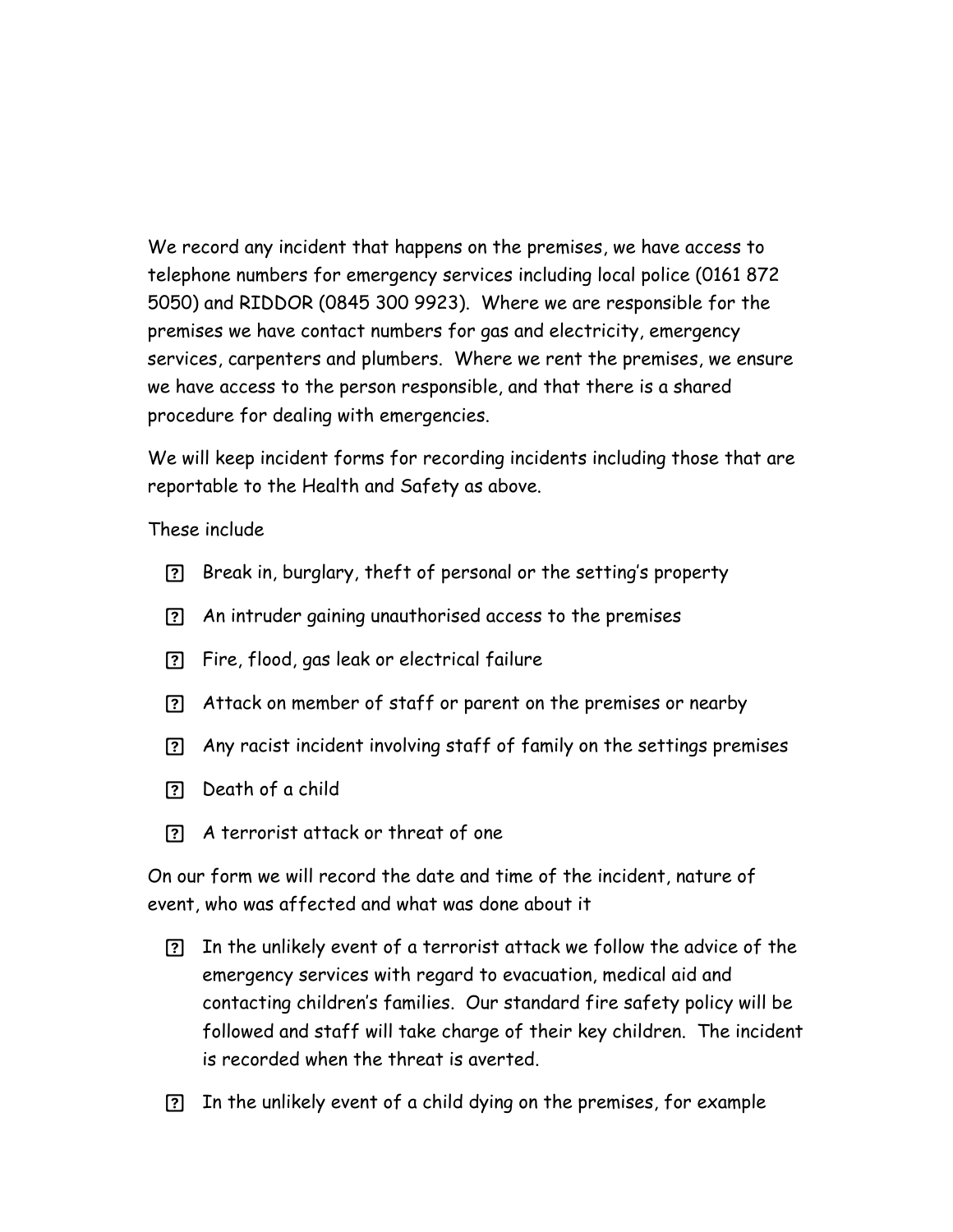We record any incident that happens on the premises, we have access to telephone numbers for emergency services including local police (0161 872 5050) and RIDDOR (0845 300 9923). Where we are responsible for the premises we have contact numbers for gas and electricity, emergency services, carpenters and plumbers. Where we rent the premises, we ensure we have access to the person responsible, and that there is a shared procedure for dealing with emergencies.

We will keep incident forms for recording incidents including those that are reportable to the Health and Safety as above.

These include

- Break in, burglary, theft of personal or the setting's property
- An intruder gaining unauthorised access to the premises
- Fire, flood, gas leak or electrical failure
- Attack on member of staff or parent on the premises or nearby
- Any racist incident involving staff of family on the settings premises
- Death of a child
- A terrorist attack or threat of one

On our form we will record the date and time of the incident, nature of event, who was affected and what was done about it

- In the unlikely event of a terrorist attack we follow the advice of the emergency services with regard to evacuation, medical aid and contacting children's families. Our standard fire safety policy will be followed and staff will take charge of their key children. The incident is recorded when the threat is averted.
- In the unlikely event of a child dying on the premises, for example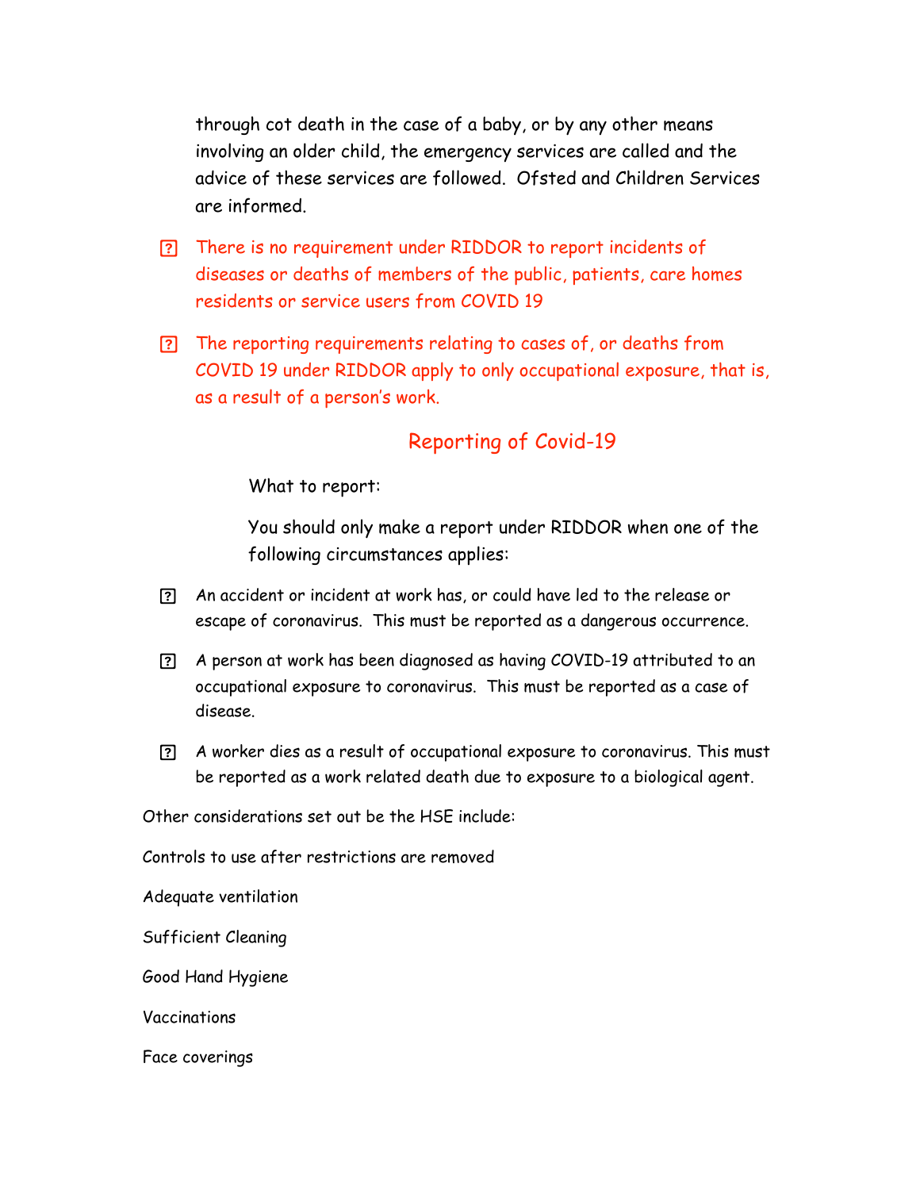through cot death in the case of a baby, or by any other means involving an older child, the emergency services are called and the advice of these services are followed. Ofsted and Children Services are informed.

- There is no requirement under RIDDOR to report incidents of diseases or deaths of members of the public, patients, care homes residents or service users from COVID 19
- The reporting requirements relating to cases of, or deaths from COVID 19 under RIDDOR apply to only occupational exposure, that is, as a result of a person's work.

## Reporting of Covid-19

What to report:

You should only make a report under RIDDOR when one of the following circumstances applies:

- An accident or incident at work has, or could have led to the release or escape of coronavirus. This must be reported as a dangerous occurrence.
- A person at work has been diagnosed as having COVID-19 attributed to an occupational exposure to coronavirus. This must be reported as a case of disease.
- A worker dies as a result of occupational exposure to coronavirus. This must be reported as a work related death due to exposure to a biological agent.

Other considerations set out be the HSE include:

Controls to use after restrictions are removed

Adequate ventilation

Sufficient Cleaning

Good Hand Hygiene

Vaccinations

Face coverings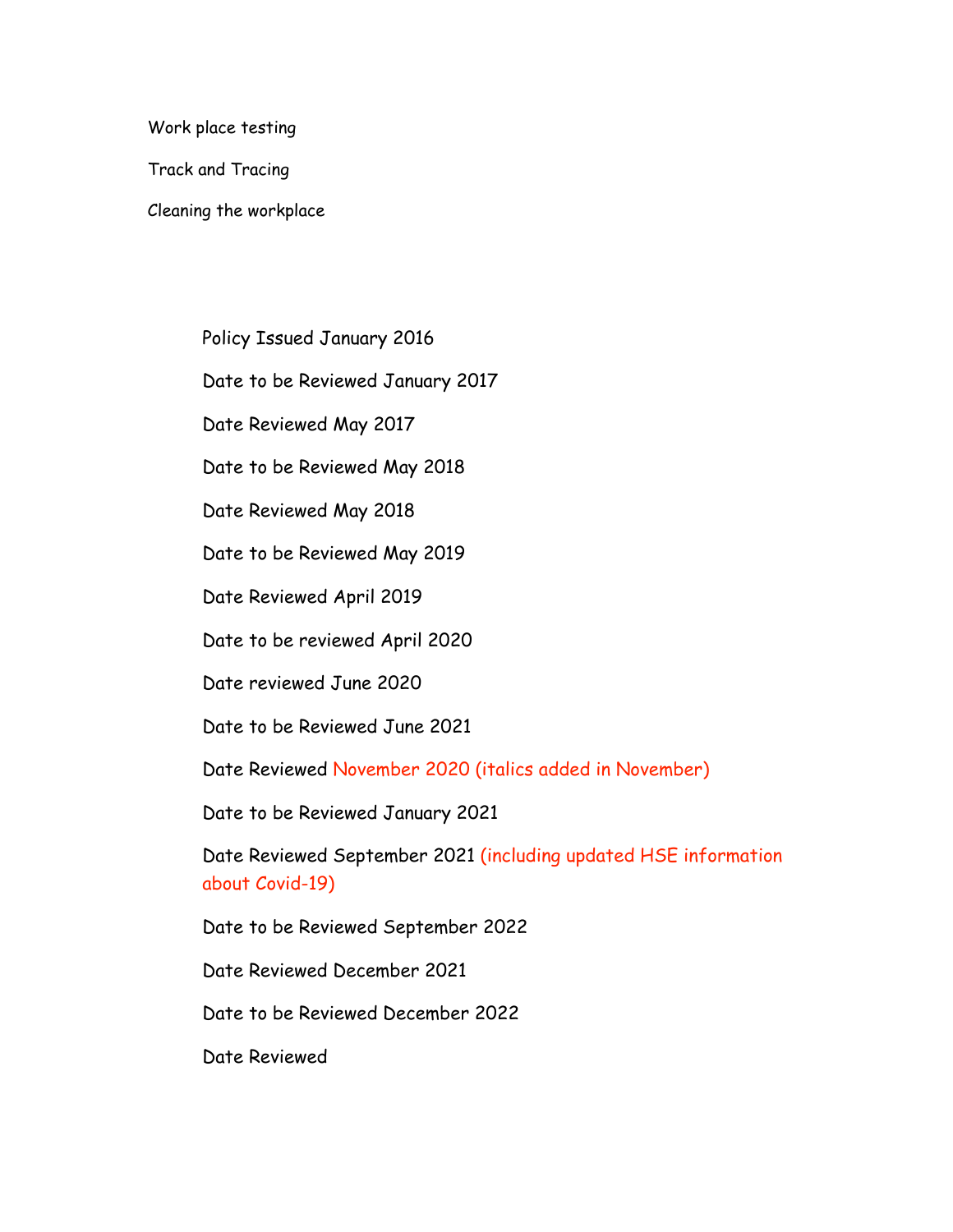Work place testing

Track and Tracing

Cleaning the workplace

Policy Issued January 2016

Date to be Reviewed January 2017

Date Reviewed May 2017

Date to be Reviewed May 2018

Date Reviewed May 2018

Date to be Reviewed May 2019

Date Reviewed April 2019

Date to be reviewed April 2020

Date reviewed June 2020

Date to be Reviewed June 2021

Date Reviewed November 2020 (italics added in November)

Date to be Reviewed January 2021

Date Reviewed September 2021 (including updated HSE information about Covid-19)

Date to be Reviewed September 2022

Date Reviewed December 2021

Date to be Reviewed December 2022

Date Reviewed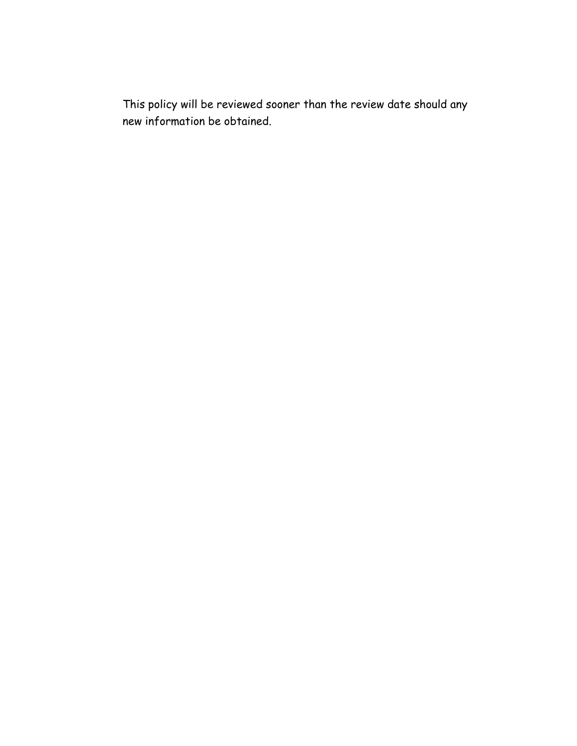This policy will be reviewed sooner than the review date should any new information be obtained.